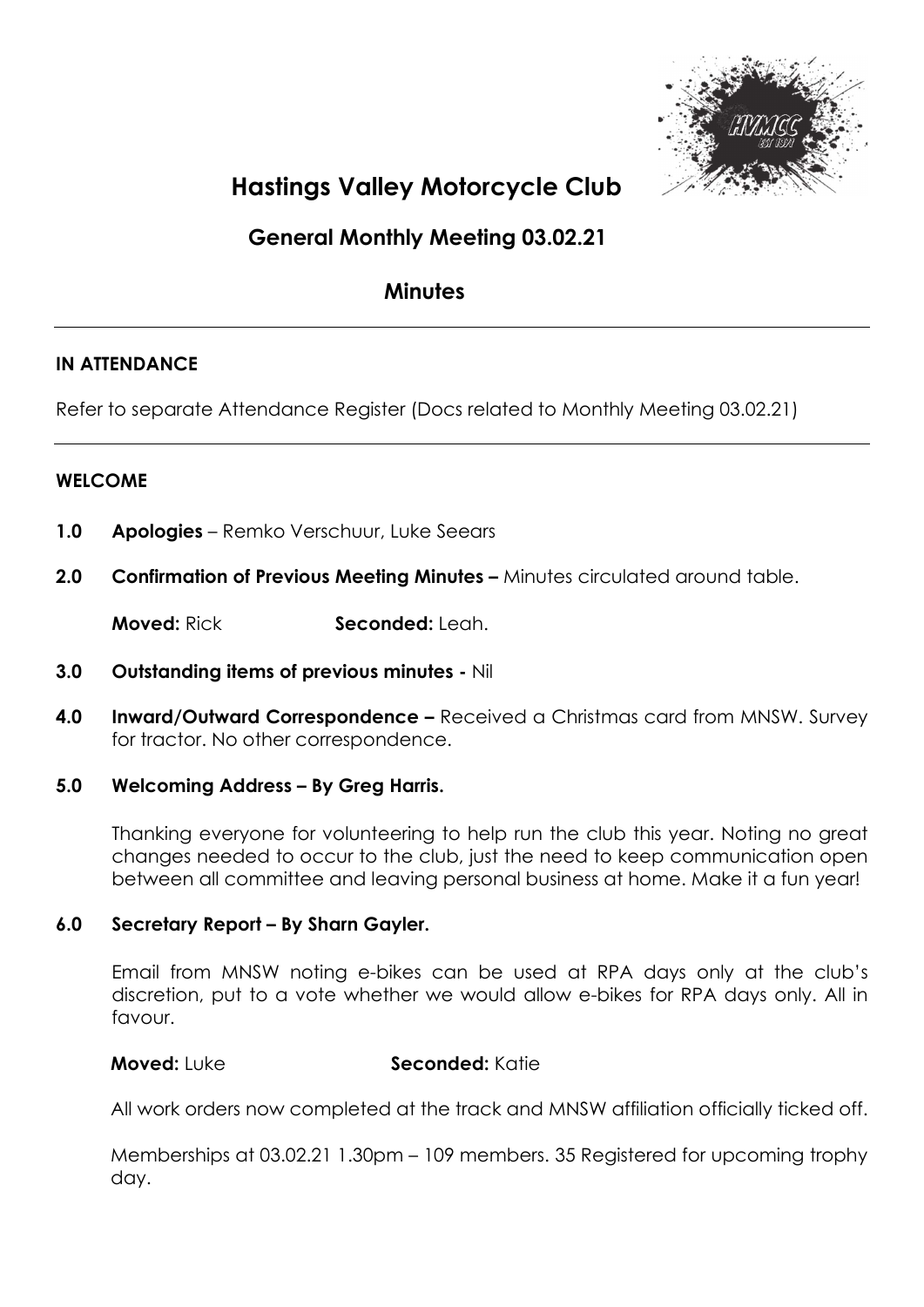# Hastings Valley Motorcycle Club

## General Monthly Meeting 03.02.21

## Minutes

---

**IN ATTENDANCE**

Refer to separate Attendance Register (Docs related to Monthly Meeting 03.02.21)

---

**WELCOME**

**1.0 Apologies** – Remko Verschuur, Luke Seears

**2.0 Confirmation of Previous Meeting Minutes –** Minutes circulated around table.

**Moved:** Rick **Seconded:** Leah.

**3.0 Outstanding items of previous minutes -** Nil

**4.0 Inward/Outward Correspondence –** Received a Christmas card from MNSW. Survey for tractor. No other correspondence.

**5.0 Welcoming Address – By Greg Harris.**

Thanking everyone for volunteering to help run the club this year. Noting no great changes needed to occur to the club, just the need to keep communication open between all committee and leaving personal business at home. Make it a fun year!

**6.0 Secretary Report – By Sharn Gayler.**

Email from MNSW noting e-bikes can be used at RPA days only at the club's discretion, put to a vote whether we would allow e-bikes for RPA days only. All in favour.

**Moved:** Luke **Seconded:** Katie

All work orders now completed at the track and MNSW affiliation officially ticked off.

Memberships at 03.02.21 1.30pm – 109 members. 35 Registered for upcoming trophy day.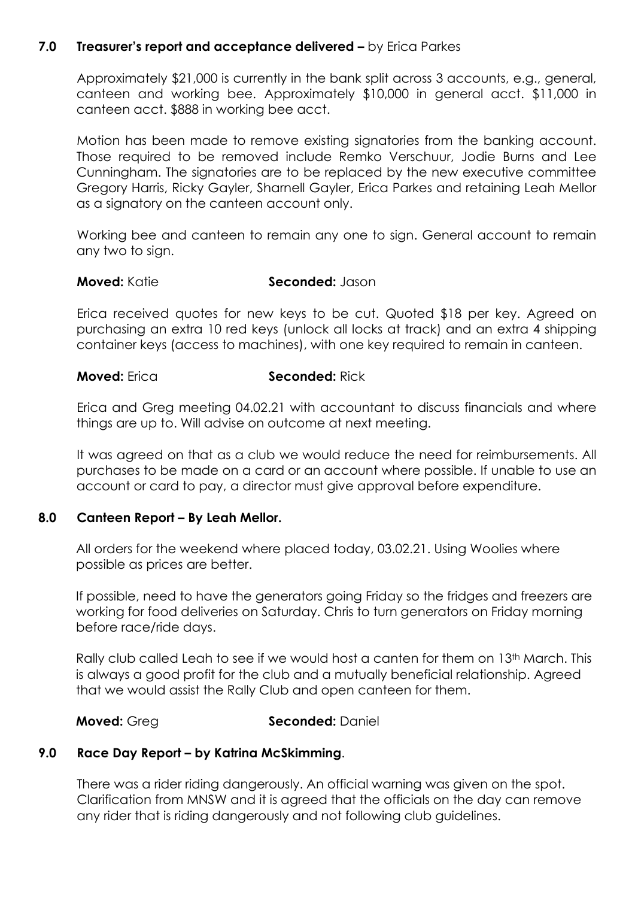### 7.0 Treasurer's report and acceptance delivered – by Erica Parkes

Approximately $21,000 is currently in the bank split across 3 accounts, e.g., general, canteen and working bee. Approximately $10,000 in general acct. $11,000 in canteen acct. $888 in working bee acct.

Motion has been made to remove existing signatories from the banking account. Those required to be removed include Remko Verschuur, Jodie Burns and Lee Cunningham. The signatories are to be replaced by the new executive committee Gregory Harris, Ricky Gayler, Sharnell Gayler, Erica Parkes and retaining Leah Mellor as a signatory on the canteen account only.

Working bee and canteen to remain any one to sign. General account to remain any two to sign.

**Moved:** Katie **Seconded:** Jason

Erica received quotes for new keys to be cut. Quoted $18 per key. Agreed on purchasing an extra 10 red keys (unlock all locks at track) and an extra 4 shipping container keys (access to machines), with one key required to remain in canteen.

**Moved:** Erica **Seconded:** Rick

Erica and Greg meeting 04.02.21 with accountant to discuss financials and where things are up to. Will advise on outcome at next meeting.

It was agreed on that as a club we would reduce the need for reimbursements. All purchases to be made on a card or an account where possible. If unable to use an account or card to pay, a director must give approval before expenditure.

### 8.0 Canteen Report – By Leah Mellor.

All orders for the weekend where placed today, 03.02.21. Using Woolies where possible as prices are better.

If possible, need to have the generators going Friday so the fridges and freezers are working for food deliveries on Saturday. Chris to turn generators on Friday morning before race/ride days.

Rally club called Leah to see if we would host a canten for them on 13th March. This is always a good profit for the club and a mutually beneficial relationship. Agreed that we would assist the Rally Club and open canteen for them.

**Moved:** Greg **Seconded:** Daniel

### 9.0 Race Day Report – by Katrina McSkimming.

There was a rider riding dangerously. An official warning was given on the spot. Clarification from MNSW and it is agreed that the officials on the day can remove any rider that is riding dangerously and not following club guidelines.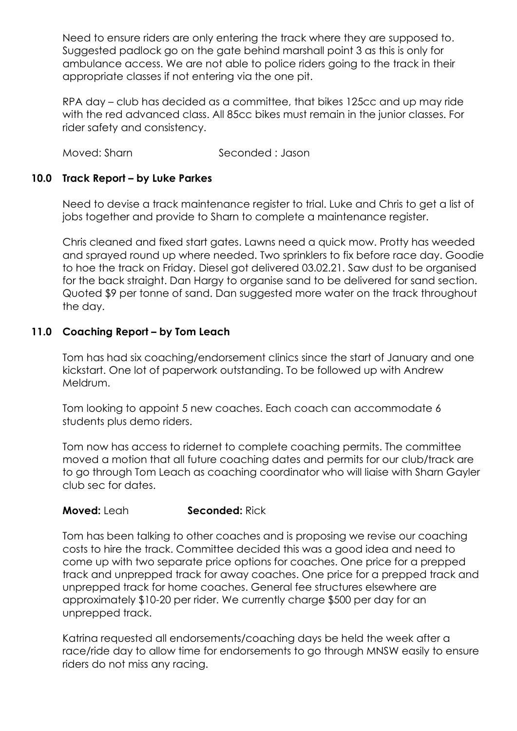Need to ensure riders are only entering the track where they are supposed to. Suggested padlock go on the gate behind marshall point 3 as this is only for ambulance access. We are not able to police riders going to the track in their appropriate classes if not entering via the one pit.

RPA day – club has decided as a committee, that bikes 125cc and up may ride with the red advanced class. All 85cc bikes must remain in the junior classes. For rider safety and consistency.

Moved: Sharn Seconded : Jason

## 10.0 Track Report – by Luke Parkes

Need to devise a track maintenance register to trial. Luke and Chris to get a list of jobs together and provide to Sharn to complete a maintenance register.

Chris cleaned and fixed start gates. Lawns need a quick mow. Protty has weeded and sprayed round up where needed. Two sprinklers to fix before race day. Goodie to hoe the track on Friday. Diesel got delivered 03.02.21. Saw dust to be organised for the back straight. Dan Hargy to organise sand to be delivered for sand section. Quoted $9 per tonne of sand. Dan suggested more water on the track throughout the day.

## 11.0 Coaching Report – by Tom Leach

Tom has had six coaching/endorsement clinics since the start of January and one kickstart. One lot of paperwork outstanding. To be followed up with Andrew Meldrum.

Tom looking to appoint 5 new coaches. Each coach can accommodate 6 students plus demo riders.

Tom now has access to ridernet to complete coaching permits. The committee moved a motion that all future coaching dates and permits for our club/track are to go through Tom Leach as coaching coordinator who will liaise with Sharn Gayler club sec for dates.

**Moved:** Leah **Seconded:** Rick

Tom has been talking to other coaches and is proposing we revise our coaching costs to hire the track. Committee decided this was a good idea and need to come up with two separate price options for coaches. One price for a prepped track and unprepped track for away coaches. One price for a prepped track and unprepped track for home coaches. General fee structures elsewhere are approximately $10-20 per rider. We currently charge $500 per day for an unprepped track.

Katrina requested all endorsements/coaching days be held the week after a race/ride day to allow time for endorsements to go through MNSW easily to ensure riders do not miss any racing.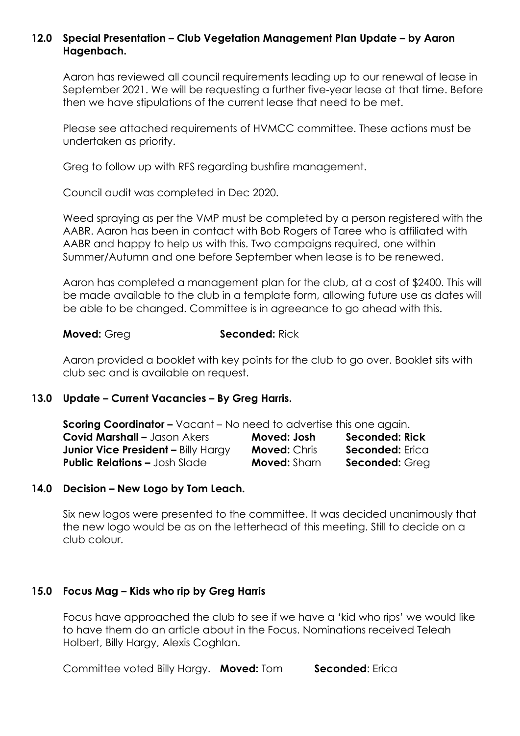## 12.0 Special Presentation – Club Vegetation Management Plan Update – by Aaron Hagenbach.

Aaron has reviewed all council requirements leading up to our renewal of lease in September 2021. We will be requesting a further five-year lease at that time. Before then we have stipulations of the current lease that need to be met.

Please see attached requirements of HVMCC committee. These actions must be undertaken as priority.

Greg to follow up with RFS regarding bushfire management.

Council audit was completed in Dec 2020.

Weed spraying as per the VMP must be completed by a person registered with the AABR. Aaron has been in contact with Bob Rogers of Taree who is affiliated with AABR and happy to help us with this. Two campaigns required, one within Summer/Autumn and one before September when lease is to be renewed.

Aaron has completed a management plan for the club, at a cost of $2400. This will be made available to the club in a template form, allowing future use as dates will be able to be changed. Committee is in agreeance to go ahead with this.

**Moved:** Greg **Seconded:** Rick

Aaron provided a booklet with key points for the club to go over. Booklet sits with club sec and is available on request.

## 13.0 Update – Current Vacancies – By Greg Harris.

**Scoring Coordinator –** Vacant – No need to advertise this one again.

| | | |
|---|---|---|
| **Covid Marshall –** Jason Akers | **Moved: Josh** | **Seconded: Rick** |
| **Junior Vice President –** Billy Hargy | **Moved:** Chris | **Seconded:** Erica |
| **Public Relations –** Josh Slade | **Moved:** Sharn | **Seconded:** Greg |

## 14.0 Decision – New Logo by Tom Leach.

Six new logos were presented to the committee. It was decided unanimously that the new logo would be as on the letterhead of this meeting. Still to decide on a club colour.

## 15.0 Focus Mag – Kids who rip by Greg Harris

Focus have approached the club to see if we have a 'kid who rips' we would like to have them do an article about in the Focus. Nominations received Teleah Holbert, Billy Hargy, Alexis Coghlan.

Committee voted Billy Hargy. **Moved:** Tom **Seconded**: Erica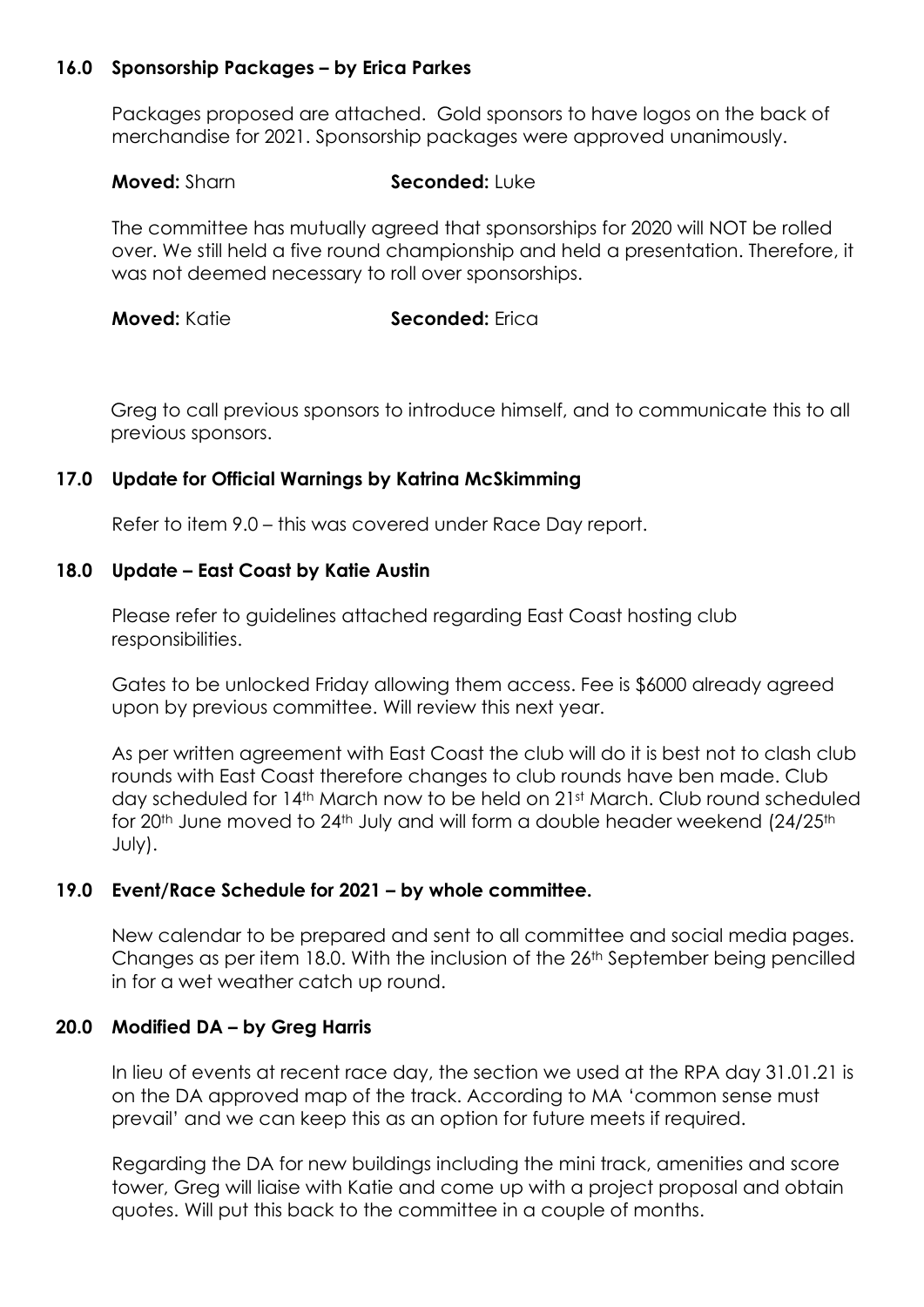### 16.0 Sponsorship Packages – by Erica Parkes

Packages proposed are attached. Gold sponsors to have logos on the back of merchandise for 2021. Sponsorship packages were approved unanimously.

**Moved:** Sharn **Seconded:** Luke

The committee has mutually agreed that sponsorships for 2020 will NOT be rolled over. We still held a five round championship and held a presentation. Therefore, it was not deemed necessary to roll over sponsorships.

**Moved:** Katie **Seconded:** Erica

Greg to call previous sponsors to introduce himself, and to communicate this to all previous sponsors.

### 17.0 Update for Official Warnings by Katrina McSkimming

Refer to item 9.0 – this was covered under Race Day report.

### 18.0 Update – East Coast by Katie Austin

Please refer to guidelines attached regarding East Coast hosting club responsibilities.

Gates to be unlocked Friday allowing them access. Fee is $6000 already agreed upon by previous committee. Will review this next year.

As per written agreement with East Coast the club will do it is best not to clash club rounds with East Coast therefore changes to club rounds have ben made. Club day scheduled for 14th March now to be held on 21st March. Club round scheduled for 20th June moved to 24th July and will form a double header weekend (24/25th July).

### 19.0 Event/Race Schedule for 2021 – by whole committee.

New calendar to be prepared and sent to all committee and social media pages. Changes as per item 18.0. With the inclusion of the 26th September being pencilled in for a wet weather catch up round.

### 20.0 Modified DA – by Greg Harris

In lieu of events at recent race day, the section we used at the RPA day 31.01.21 is on the DA approved map of the track. According to MA 'common sense must prevail' and we can keep this as an option for future meets if required.

Regarding the DA for new buildings including the mini track, amenities and score tower, Greg will liaise with Katie and come up with a project proposal and obtain quotes. Will put this back to the committee in a couple of months.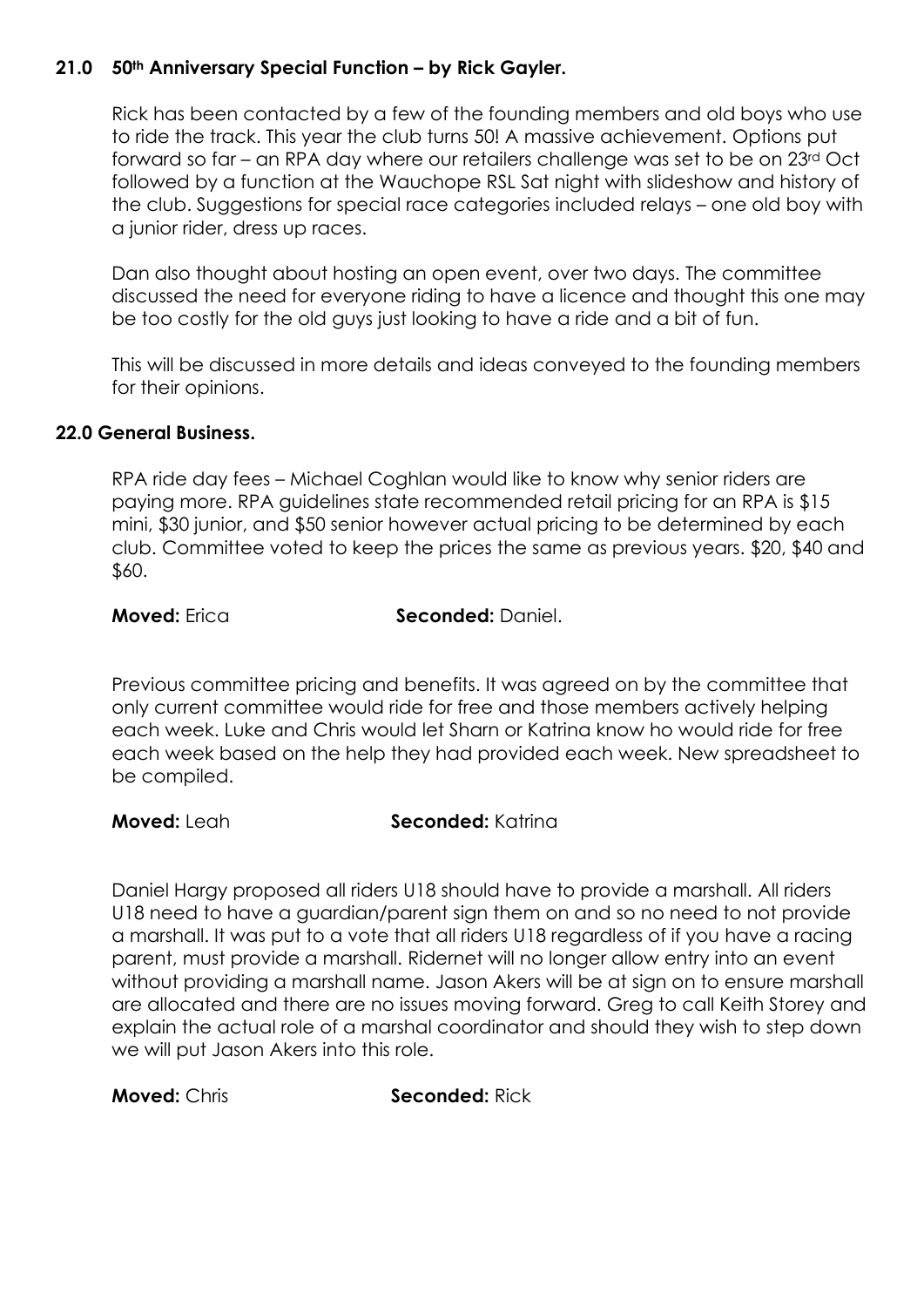## 21.0 50th Anniversary Special Function – by Rick Gayler.

Rick has been contacted by a few of the founding members and old boys who use to ride the track. This year the club turns 50! A massive achievement. Options put forward so far – an RPA day where our retailers challenge was set to be on 23rd Oct followed by a function at the Wauchope RSL Sat night with slideshow and history of the club. Suggestions for special race categories included relays – one old boy with a junior rider, dress up races.

Dan also thought about hosting an open event, over two days. The committee discussed the need for everyone riding to have a licence and thought this one may be too costly for the old guys just looking to have a ride and a bit of fun.

This will be discussed in more details and ideas conveyed to the founding members for their opinions.

## 22.0 General Business.

RPA ride day fees – Michael Coghlan would like to know why senior riders are paying more. RPA guidelines state recommended retail pricing for an RPA is $15 mini, $30 junior, and $50 senior however actual pricing to be determined by each club. Committee voted to keep the prices the same as previous years. $20, $40 and $60.

**Moved:** Erica **Seconded:** Daniel.

Previous committee pricing and benefits. It was agreed on by the committee that only current committee would ride for free and those members actively helping each week. Luke and Chris would let Sharn or Katrina know ho would ride for free each week based on the help they had provided each week. New spreadsheet to be compiled.

**Moved:** Leah **Seconded:** Katrina

Daniel Hargy proposed all riders U18 should have to provide a marshall. All riders U18 need to have a guardian/parent sign them on and so no need to not provide a marshall. It was put to a vote that all riders U18 regardless of if you have a racing parent, must provide a marshall. Ridernet will no longer allow entry into an event without providing a marshall name. Jason Akers will be at sign on to ensure marshall are allocated and there are no issues moving forward. Greg to call Keith Storey and explain the actual role of a marshal coordinator and should they wish to step down we will put Jason Akers into this role.

**Moved:** Chris **Seconded:** Rick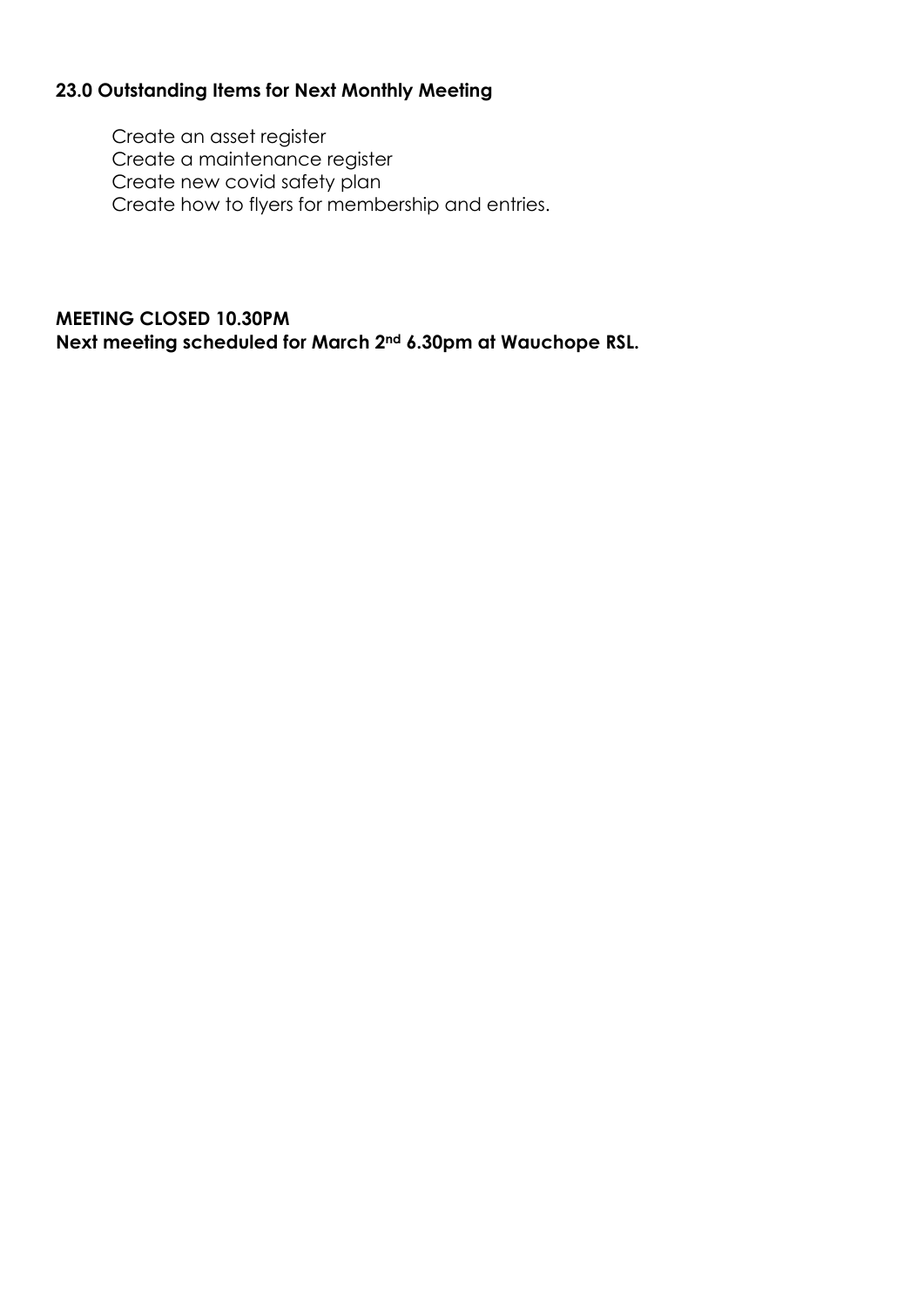### 23.0 Outstanding Items for Next Monthly Meeting

Create an asset register
Create a maintenance register
Create new covid safety plan
Create how to flyers for membership and entries.

**MEETING CLOSED 10.30PM**
**Next meeting scheduled for March 2nd 6.30pm at Wauchope RSL.**